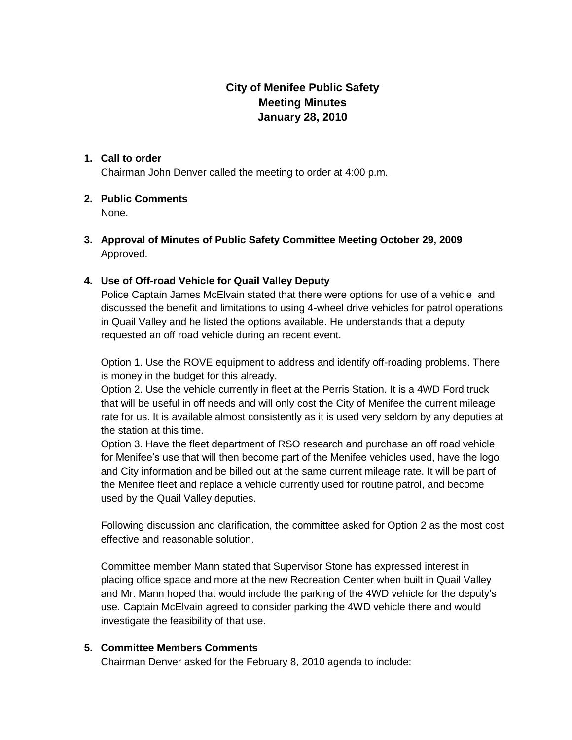# City of Menifee Public Safety
# Meeting Minutes
# January 28, 2010

1. **Call to order**

   Chairman John Denver called the meeting to order at 4:00 p.m.

2. **Public Comments**

   None.

3. **Approval of Minutes of Public Safety Committee Meeting October 29, 2009**

   Approved.

4. **Use of Off-road Vehicle for Quail Valley Deputy**

   Police Captain James McElvain stated that there were options for use of a vehicle and discussed the benefit and limitations to using 4-wheel drive vehicles for patrol operations in Quail Valley and he listed the options available. He understands that a deputy requested an off road vehicle during an recent event.

   Option 1. Use the ROVE equipment to address and identify off-roading problems. There is money in the budget for this already.
   Option 2. Use the vehicle currently in fleet at the Perris Station. It is a 4WD Ford truck that will be useful in off needs and will only cost the City of Menifee the current mileage rate for us. It is available almost consistently as it is used very seldom by any deputies at the station at this time.
   Option 3. Have the fleet department of RSO research and purchase an off road vehicle for Menifee's use that will then become part of the Menifee vehicles used, have the logo and City information and be billed out at the same current mileage rate. It will be part of the Menifee fleet and replace a vehicle currently used for routine patrol, and become used by the Quail Valley deputies.

   Following discussion and clarification, the committee asked for Option 2 as the most cost effective and reasonable solution.

   Committee member Mann stated that Supervisor Stone has expressed interest in placing office space and more at the new Recreation Center when built in Quail Valley and Mr. Mann hoped that would include the parking of the 4WD vehicle for the deputy's use. Captain McElvain agreed to consider parking the 4WD vehicle there and would investigate the feasibility of that use.

5. **Committee Members Comments**

   Chairman Denver asked for the February 8, 2010 agenda to include: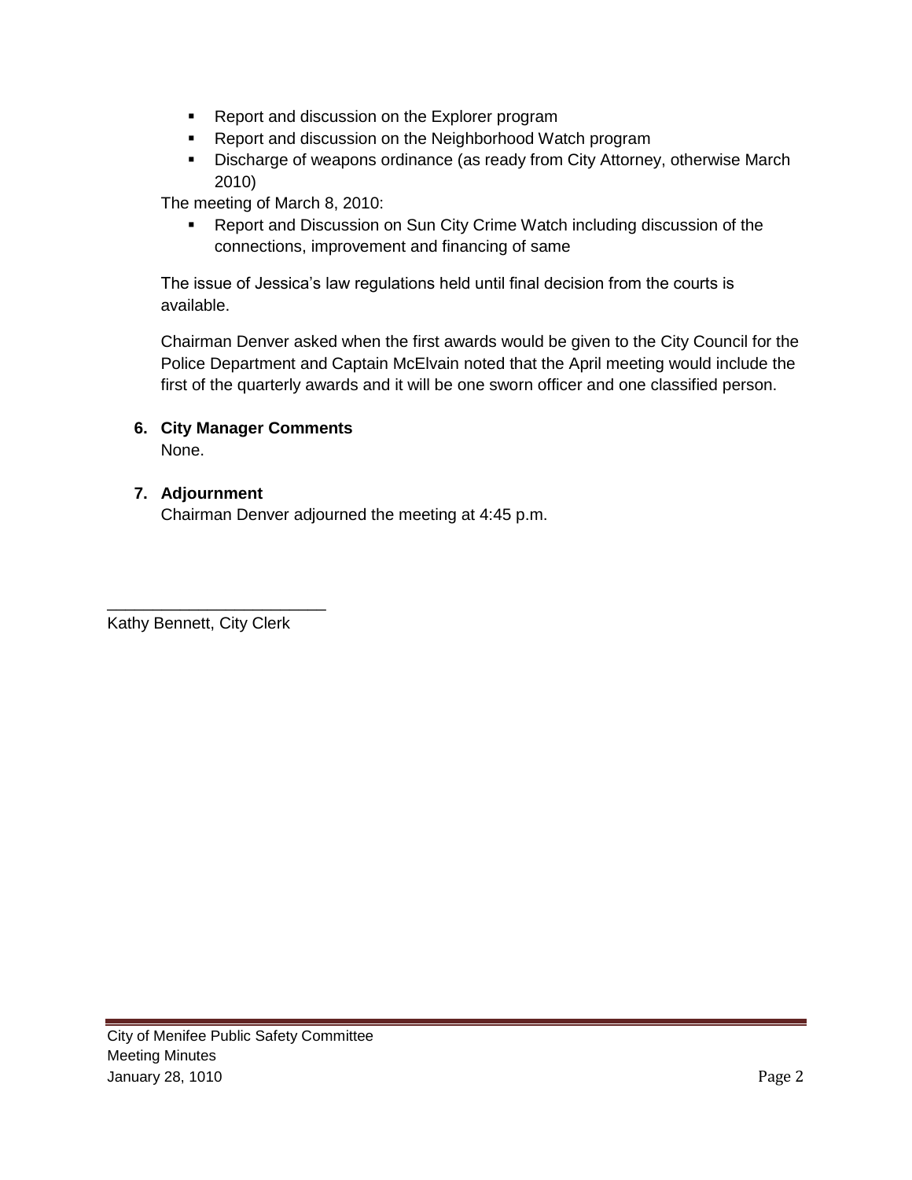- Report and discussion on the Explorer program
- Report and discussion on the Neighborhood Watch program
- Discharge of weapons ordinance (as ready from City Attorney, otherwise March 2010)

The meeting of March 8, 2010:

- Report and Discussion on Sun City Crime Watch including discussion of the connections, improvement and financing of same

The issue of Jessica's law regulations held until final decision from the courts is available.

Chairman Denver asked when the first awards would be given to the City Council for the Police Department and Captain McElvain noted that the April meeting would include the first of the quarterly awards and it will be one sworn officer and one classified person.

**6. City Manager Comments**

None.

**7. Adjournment**

Chairman Denver adjourned the meeting at 4:45 p.m.

\_\_\_\_\_\_\_\_\_\_\_\_\_\_\_\_\_\_\_\_\_\_\_\_

Kathy Bennett, City Clerk